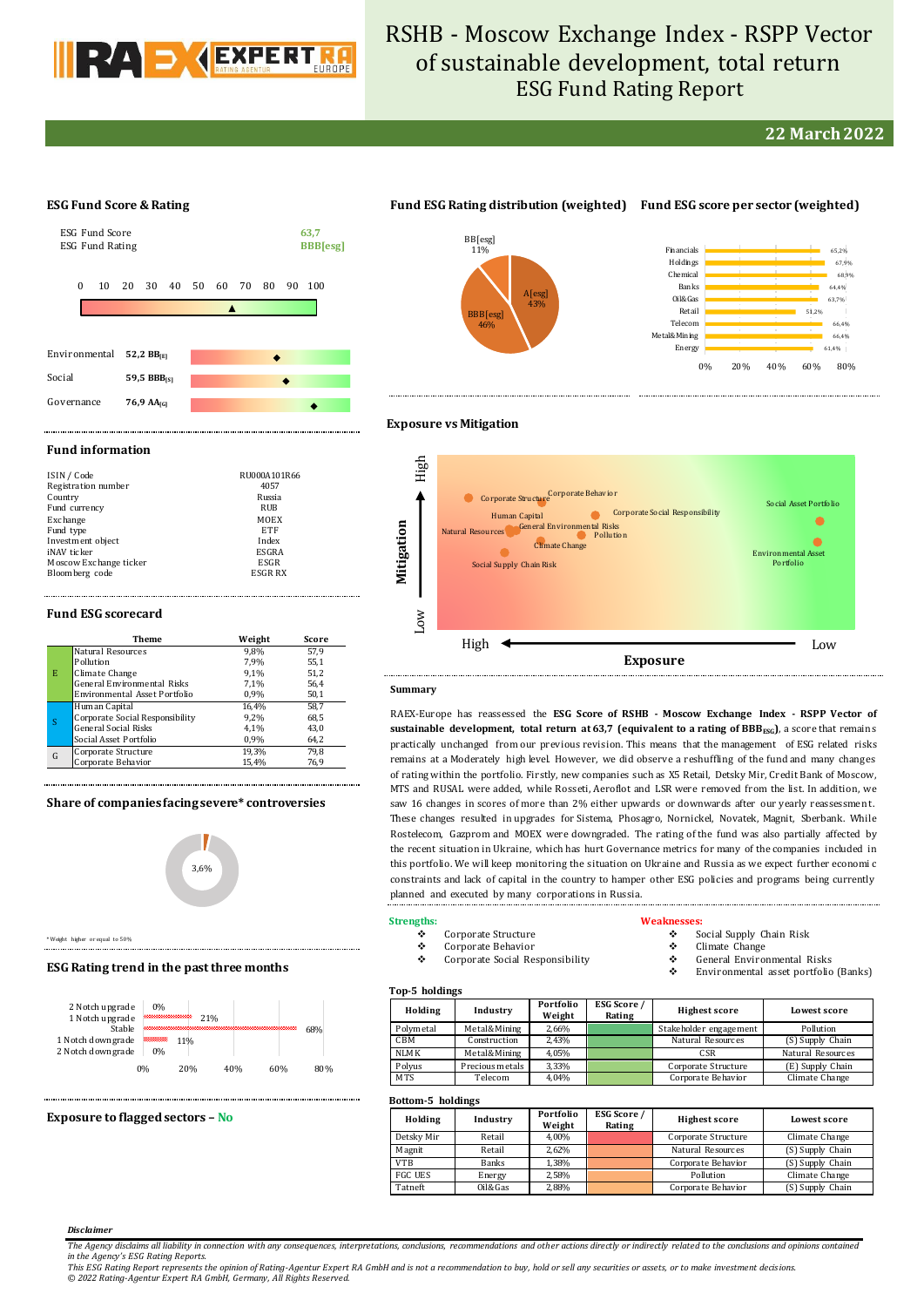# RSHB - Moscow Exchange Index - RSPP Vector of sustainable development, total return
## ESG Fund Rating Report

**22 March 2022**

### ESG Fund Score & Rating

| | |
|---|---|
| ESG Fund Score | 63,7 |
| ESG Fund Rating | BBB[esg] |

| | |
|---|---|
| Environmental | 52,2 BB[E] |
| Social | 59,5 BBB[S] |
| Governance | 76,9 AA[G] |

### Fund ESG Rating distribution (weighted)

- A[esg]: 43%
- BBB[esg]: 46%
- BB[esg]: 11%

### Fund ESG score per sector (weighted)

| Sector | Score |
|---|---|
| Financials | 65,2% |
| Holdings | 67,9% |
| Chemical | 68,9% |
| Banks | 64,4% |
| Oil&Gas | 63,7% |
| Retail | 51,2% |
| Telecom | 66,4% |
| Metal&Mining | 66,4% |
| Energy | 61,4% |

### Fund information

| | |
|---|---|
| ISIN / Code | RU000A101R66 |
| Registration number | 4057 |
| Country | Russia |
| Fund currency | RUB |
| Exchange | MOEX |
| Fund type | ETF |
| Investment object | Index |
| iNAV ticker | ESGRA |
| Moscow Exchange ticker | ESGR |
| Bloomberg code | ESGR RX |

### Exposure vs Mitigation

Mitigation (Low–High) vs Exposure (High–Low): Corporate Structure, Corporate Behavior, Human Capital, Corporate Social Responsibility, Natural Resources, General Environmental Risks, Pollution, Climate Change, Social Supply Chain Risk, Social Asset Portfolio, Environmental Asset Portfolio.

### Fund ESG scorecard

| | Theme | Weight | Score |
|---|---|---|---|
| E | Natural Resources | 9,8% | 57,9 |
| | Pollution | 7,9% | 55,1 |
| | Climate Change | 9,1% | 51,2 |
| | General Environmental Risks | 7,1% | 56,4 |
| | Environmental Asset Portfolio | 0,9% | 50,1 |
| S | Human Capital | 16,4% | 58,7 |
| | Corporate Social Responsibility | 9,2% | 68,5 |
| | General Social Risks | 4,1% | 43,0 |
| | Social Asset Portfolio | 0,9% | 64,2 |
| G | Corporate Structure | 19,3% | 79,8 |
| | Corporate Behavior | 15,4% | 76,9 |

### Summary

RAEX-Europe has reassessed the **ESG Score of RSHB - Moscow Exchange Index - RSPP Vector of sustainable development, total return at 63,7 (equivalent to a rating of BBB$_{ESG}$)**, a score that remains practically unchanged from our previous revision. This means that the management of ESG related risks remains at a Moderately high level. However, we did observe a reshuffling of the fund and many changes of rating within the portfolio. Firstly, new companies such as X5 Retail, Detsky Mir, Credit Bank of Moscow, MTS and RUSAL were added, while Rosseti, Aeroflot and LSR were removed from the list. In addition, we saw 16 changes in scores of more than 2% either upwards or downwards after our yearly reassessment. These changes resulted in upgrades for Sistema, Phosagro, Nornickel, Novatek, Magnit, Sberbank. While Rostelecom, Gazprom and MOEX were downgraded. The rating of the fund was also partially affected by the recent situation in Ukraine, which has hurt Governance metrics for many of the companies included in this portfolio. We will keep monitoring the situation on Ukraine and Russia as we expect further economic constraints and lack of capital in the country to hamper other ESG policies and programs being currently planned and executed by many corporations in Russia.

### Share of companies facing severe* controversies

3,6%

*Weight higher or equal to 50%

**Strengths:**
- Corporate Structure
- Corporate Behavior
- Corporate Social Responsibility

**Weaknesses:**
- Social Supply Chain Risk
- Climate Change
- General Environmental Risks
- Environmental asset portfolio (Banks)

### ESG Rating trend in the past three months

| | |
|---|---|
| 2 Notch upgrade | 0% |
| 1 Notch upgrade | 21% |
| Stable | 68% |
| 1 Notch downgrade | 11% |
| 2 Notch downgrade | 0% |

### Top-5 holdings

| Holding | Industry | Portfolio Weight | ESG Score / Rating | Highest score | Lowest score |
|---|---|---|---|---|---|
| Polymetal | Metal&Mining | 2,66% | | Stakeholder engagement | Pollution |
| CBM | Construction | 2,43% | | Natural Resources | (S) Supply Chain |
| NLMK | Metal&Mining | 4,05% | | CSR | Natural Resources |
| Polyus | Precious metals | 3,33% | | Corporate Structure | (E) Supply Chain |
| MTS | Telecom | 4,04% | | Corporate Behavior | Climate Change |

### Bottom-5 holdings

| Holding | Industry | Portfolio Weight | ESG Score / Rating | Highest score | Lowest score |
|---|---|---|---|---|---|
| Detsky Mir | Retail | 4,00% | | Corporate Structure | Climate Change |
| Magnit | Retail | 2,62% | | Natural Resources | (S) Supply Chain |
| VTB | Banks | 1,38% | | Corporate Behavior | (S) Supply Chain |
| FGC UES | Energy | 2,58% | | Pollution | Climate Change |
| Tatneft | Oil&Gas | 2,88% | | Corporate Behavior | (S) Supply Chain |

### Exposure to flagged sectors – No

*Disclaimer*

*The Agency disclaims all liability in connection with any consequences, interpretations, conclusions, recommendations and other actions directly or indirectly related to the conclusions and opinions contained in the Agency's ESG Rating Reports.*
*This ESG Rating Report represents the opinion of Rating-Agentur Expert RA GmbH and is not a recommendation to buy, hold or sell any securities or assets, or to make investment decisions.*
*© 2022 Rating-Agentur Expert RA GmbH, Germany, All Rights Reserved.*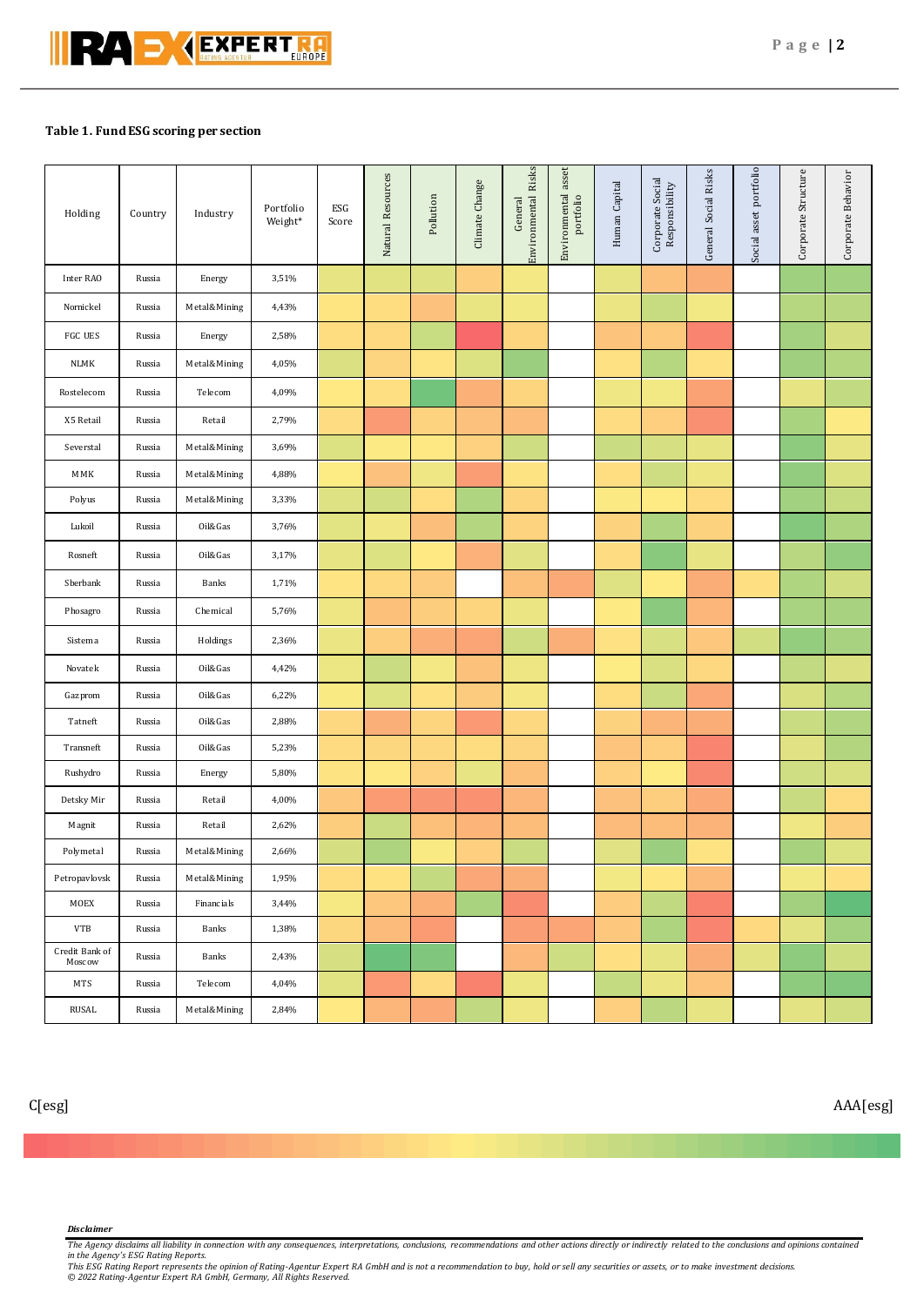**Table 1. Fund ESG scoring per section**

| Holding | Country | Industry | Portfolio Weight* | ESG Score | Natural Resources | Pollution | Climate Change | General Environmental Risks | Environmental asset portfolio | Human Capital | Corporate Social Responsibility | General Social Risks | Social asset portfolio | Corporate Structure | Corporate Behavior |
|---|---|---|---|---|---|---|---|---|---|---|---|---|---|---|---|
| Inter RAO | Russia | Energy | 3,51% | | | | | | | | | | | | |
| Nornickel | Russia | Metal&Mining | 4,43% | | | | | | | | | | | | |
| FGC UES | Russia | Energy | 2,58% | | | | | | | | | | | | |
| NLMK | Russia | Metal&Mining | 4,05% | | | | | | | | | | | | |
| Rostelecom | Russia | Telecom | 4,09% | | | | | | | | | | | | |
| X5 Retail | Russia | Retail | 2,79% | | | | | | | | | | | | |
| Severstal | Russia | Metal&Mining | 3,69% | | | | | | | | | | | | |
| MMK | Russia | Metal&Mining | 4,88% | | | | | | | | | | | | |
| Polyus | Russia | Metal&Mining | 3,33% | | | | | | | | | | | | |
| Lukoil | Russia | Oil&Gas | 3,76% | | | | | | | | | | | | |
| Rosneft | Russia | Oil&Gas | 3,17% | | | | | | | | | | | | |
| Sberbank | Russia | Banks | 1,71% | | | | | | | | | | | | |
| Phosagro | Russia | Chemical | 5,76% | | | | | | | | | | | | |
| Sistema | Russia | Holdings | 2,36% | | | | | | | | | | | | |
| Novatek | Russia | Oil&Gas | 4,42% | | | | | | | | | | | | |
| Gazprom | Russia | Oil&Gas | 6,22% | | | | | | | | | | | | |
| Tatneft | Russia | Oil&Gas | 2,88% | | | | | | | | | | | | |
| Transneft | Russia | Oil&Gas | 5,23% | | | | | | | | | | | | |
| Rushydro | Russia | Energy | 5,80% | | | | | | | | | | | | |
| Detsky Mir | Russia | Retail | 4,00% | | | | | | | | | | | | |
| Magnit | Russia | Retail | 2,62% | | | | | | | | | | | | |
| Polymetal | Russia | Metal&Mining | 2,66% | | | | | | | | | | | | |
| Petropavlovsk | Russia | Metal&Mining | 1,95% | | | | | | | | | | | | |
| MOEX | Russia | Financials | 3,44% | | | | | | | | | | | | |
| VTB | Russia | Banks | 1,38% | | | | | | | | | | | | |
| Credit Bank of Moscow | Russia | Banks | 2,43% | | | | | | | | | | | | |
| MTS | Russia | Telecom | 4,04% | | | | | | | | | | | | |
| RUSAL | Russia | Metal&Mining | 2,84% | | | | | | | | | | | | |

C[esg] — AAA[esg]

***Disclaimer***

*The Agency disclaims all liability in connection with any consequences, interpretations, conclusions, recommendations and other actions directly or indirectly related to the conclusions and opinions contained in the Agency's ESG Rating Reports.*
*This ESG Rating Report represents the opinion of Rating-Agentur Expert RA GmbH and is not a recommendation to buy, hold or sell any securities or assets, or to make investment decisions.*
*© 2022 Rating-Agentur Expert RA GmbH, Germany, All Rights Reserved.*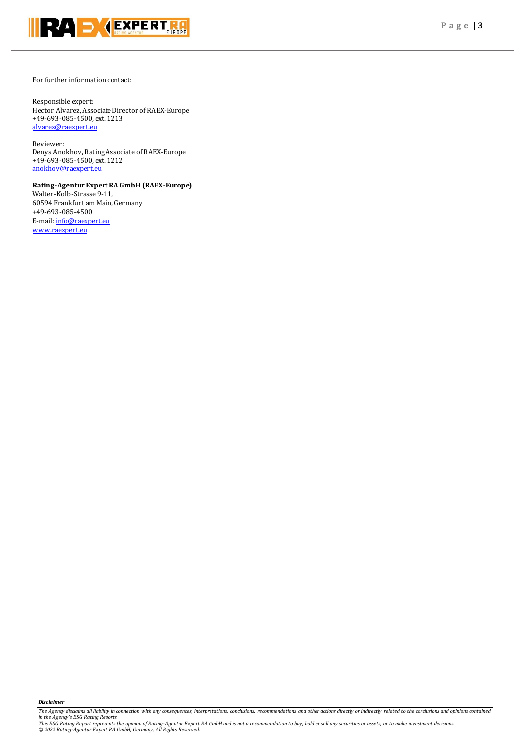For further information contact:

Responsible expert:
Hector Alvarez, Associate Director of RAEX-Europe
+49-693-085-4500, ext. 1213
alvarez@raexpert.eu

Reviewer:
Denys Anokhov, Rating Associate of RAEX-Europe
+49-693-085-4500, ext. 1212
anokhov@raexpert.eu

**Rating-Agentur Expert RA GmbH (RAEX-Europe)**
Walter-Kolb-Strasse 9-11,
60594 Frankfurt am Main, Germany
+49-693-085-4500
E-mail: info@raexpert.eu
www.raexpert.eu

***Disclaimer***

*The Agency disclaims all liability in connection with any consequences, interpretations, conclusions, recommendations and other actions directly or indirectly related to the conclusions and opinions contained in the Agency's ESG Rating Reports.*
*This ESG Rating Report represents the opinion of Rating-Agentur Expert RA GmbH and is not a recommendation to buy, hold or sell any securities or assets, or to make investment decisions.*
*© 2022 Rating-Agentur Expert RA GmbH, Germany, All Rights Reserved.*